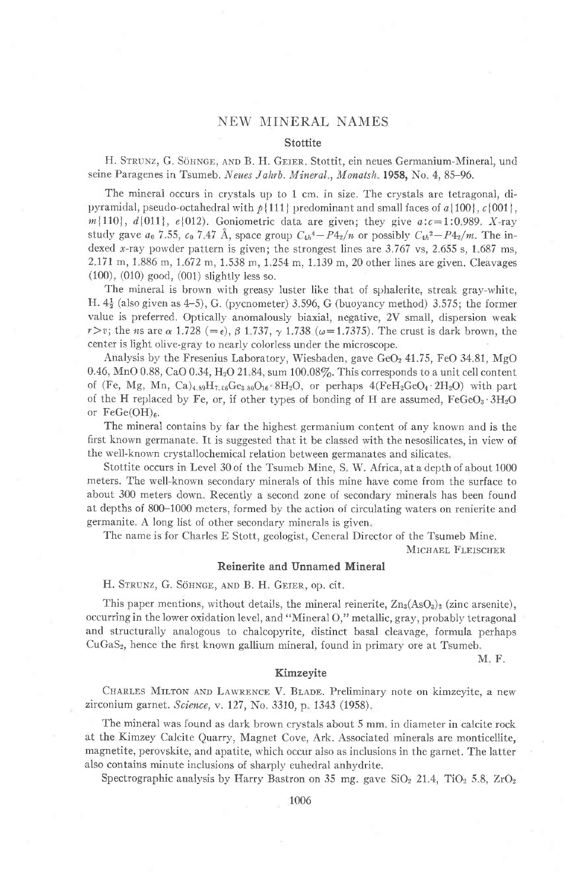# NEW MINERAL NAMES

## Stottite

H. Strunz, G. Söhnge, and B. H. Geier. Stottit, ein neues Germanium-Mineral, und seine Paragenes in Tsumeb. *Neues Jahrb. Mineral., Monatsh.* **1958,** No. 4, 85–96.

The mineral occurs in crystals up to 1 cm. in size. The crystals are tetragonal, dipyramidal, pseudo-octahedral with $p\{111\}$ predominant and small faces of $a\{100\}$, $c\{001\}$, $m\{110\}$, $d\{011\}$, $e\{012\}$. Goniometric data are given; they give $a:c = 1:0.989$. *X*-ray study gave $a_0$ 7.55, $c_0$ 7.47 Å, space group $C_{4h}^4 - P4_2/n$ or possibly $C_{4h}^2 - P4_2/m$. The indexed *x*-ray powder pattern is given; the strongest lines are 3.767 vs, 2.655 s, 1.687 ms, 2.171 m, 1.886 m, 1.672 m, 1.538 m, 1.254 m, 1.139 m, 20 other lines are given. Cleavages (100), (010) good, (001) slightly less so.

The mineral is brown with greasy luster like that of sphalerite, streak gray-white, H. $4\frac{1}{2}$ (also given as 4–5), G. (pycnometer) 3.596, G (buoyancy method) 3.575; the former value is preferred. Optically anomalously biaxial, negative, 2V small, dispersion weak $r > v$; the *n*s are $\alpha$ 1.728 ($=\epsilon$), $\beta$ 1.737, $\gamma$ 1.738 ($\omega = 1.7375$). The crust is dark brown, the center is light olive-gray to nearly colorless under the microscope.

Analysis by the Fresenius Laboratory, Wiesbaden, gave $GeO_2$ 41.75, FeO 34.81, MgO 0.46, MnO 0.88, CaO 0.34, $H_2O$ 21.84, sum 100.08%. This corresponds to a unit cell content of $(Fe, Mg, Mn, Ca)_{4.89}H_{7.08}Ge_{3.80}O_{16} \cdot 8H_2O$, or perhaps $4(FeH_2GeO_4 \cdot 2H_2O)$ with part of the H replaced by Fe, or, if other types of bonding of H are assumed, $FeGeO_3 \cdot 3H_2O$ or $FeGe(OH)_6$.

The mineral contains by far the highest germanium content of any known and is the first known germanate. It is suggested that it be classed with the nesosilicates, in view of the well-known crystallochemical relation between germanates and silicates.

Stottite occurs in Level 30 of the Tsumeb Mine, S. W. Africa, at a depth of about 1000 meters. The well-known secondary minerals of this mine have come from the surface to about 300 meters down. Recently a second zone of secondary minerals has been found at depths of 800–1000 meters, formed by the action of circulating waters on renierite and germanite. A long list of other secondary minerals is given.

The name is for Charles E Stott, geologist, General Director of the Tsumeb Mine.

Michael Fleischer

## Reinerite and Unnamed Mineral

H. Strunz, G. Söhnge, and B. H. Geier, op. cit.

This paper mentions, without details, the mineral reinerite, $Zn_3(AsO_3)_2$ (zinc arsenite), occurring in the lower oxidation level, and "Mineral O," metallic, gray, probably tetragonal and structurally analogous to chalcopyrite, distinct basal cleavage, formula perhaps $CuGaS_2$, hence the first known gallium mineral, found in primary ore at Tsumeb.

M. F.

## Kimzeyite

Charles Milton and Lawrence V. Blade. Preliminary note on kimzeyite, a new zirconium garnet. *Science,* v. 127, No. 3310, p. 1343 (1958).

The mineral was found as dark brown crystals about 5 mm. in diameter in calcite rock at the Kimzey Calcite Quarry, Magnet Cove, Ark. Associated minerals are monticellite, magnetite, perovskite, and apatite, which occur also as inclusions in the garnet. The latter also contains minute inclusions of sharply euhedral anhydrite.

Spectrographic analysis by Harry Bastron on 35 mg. gave $SiO_2$ 21.4, $TiO_2$ 5.8, $ZrO_2$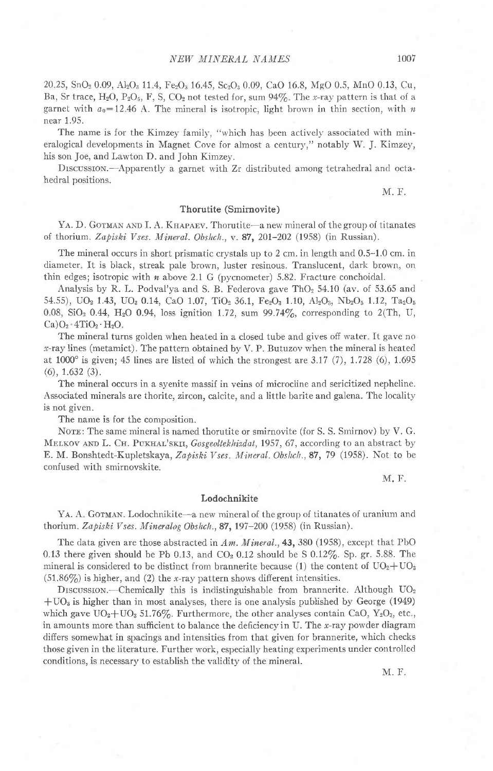20.25, $SnO_2$ 0.09, $Al_2O_3$ 11.4, $Fe_2O_3$ 16.45, $Sc_2O_3$ 0.09, CaO 16.8, MgO 0.5, MnO 0.13, Cu, Ba, Sr trace, $H_2O$, $P_2O_5$, F, S, $CO_2$ not tested for, sum 94%. The *x*-ray pattern is that of a garnet with $a_0 = 12.46$ A. The mineral is isotropic, light brown in thin section, with *n* near 1.95.

The name is for the Kimzey family, "which has been actively associated with mineralogical developments in Magnet Cove for almost a century," notably W. J. Kimzey, his son Joe, and Lawton D. and John Kimzey.

DISCUSSION.—Apparently a garnet with Zr distributed among tetrahedral and octahedral positions.

M. F.

## Thorutite (Smirnovite)

YA. D. GOTMAN AND I. A. KHAPAEV. Thorutite—a new mineral of the group of titanates of thorium. *Zapiski Vses. Mineral. Obshch.*, v. **87**, 201–202 (1958) (in Russian).

The mineral occurs in short prismatic crystals up to 2 cm. in length and 0.5–1.0 cm. in diameter. It is black, streak pale brown, luster resinous. Translucent, dark brown, on thin edges; isotropic with *n* above 2.1 G (pycnometer) 5.82. Fracture conchoidal.

Analysis by R. L. Podval'ya and S. B. Federova gave $ThO_2$ 54.10 (av. of 53.65 and 54.55), $UO_2$ 1.43, $UO_3$ 0.14, CaO 1.07, $TiO_2$ 36.1, $Fe_2O_3$ 1.10, $Al_2O_3$, $Nb_2O_5$ 1.12, $Ta_2O_5$ 0.08, $SiO_2$ 0.44, $H_2O$ 0.94, loss ignition 1.72, sum 99.74%, corresponding to $2(Th, U, Ca)O_2 \cdot 4TiO_2 \cdot H_2O$.

The mineral turns golden when heated in a closed tube and gives off water. It gave no *x*-ray lines (metamict). The pattern obtained by V. P. Butuzov when the mineral is heated at 1000° is given; 45 lines are listed of which the strongest are 3.17 (7), 1.728 (6), 1.695 (6), 1.632 (3).

The mineral occurs in a syenite massif in veins of microcline and sericitized nepheline. Associated minerals are thorite, zircon, calcite, and a little barite and galena. The locality is not given.

The name is for the composition.

NOTE: The same mineral is named thorutite or smirnovite (for S. S. Smirnov) by V. G. MELKOV AND L. CH. PUKHAL'SKII, *Gosgeoltekhizdat*, 1957, 67, according to an abstract by E. M. Bonshtedt-Kupletskaya, *Zapiski Vses. Mineral. Obshch.*, **87**, 79 (1958). Not to be confused with smirnovskite.

M. F.

## Lodochnikite

YA. A. GOTMAN. Lodochnikite—a new mineral of the group of titanates of uranium and thorium. *Zapiski Vses. Mineralog Obshch.*, **87**, 197–200 (1958) (in Russian).

The data given are those abstracted in *Am. Mineral.*, **43**, 380 (1958), except that PbO 0.13 there given should be Pb 0.13, and $CO_2$ 0.12 should be S 0.12%. Sp. gr. 5.88. The mineral is considered to be distinct from brannerite because (1) the content of $UO_2 + UO_3$ (51.86%) is higher, and (2) the *x*-ray pattern shows different intensities.

DISCUSSION.—Chemically this is indistinguishable from brannerite. Although $UO_2 + UO_3$ is higher than in most analyses, there is one analysis published by George (1949) which gave $UO_2 + UO_3$ 51.76%. Furthermore, the other analyses contain CaO, $Y_2O_3$, etc., in amounts more than sufficient to balance the deficiency in U. The *x*-ray powder diagram differs somewhat in spacings and intensities from that given for brannerite, which checks those given in the literature. Further work, especially heating experiments under controlled conditions, is necessary to establish the validity of the mineral.

M. F.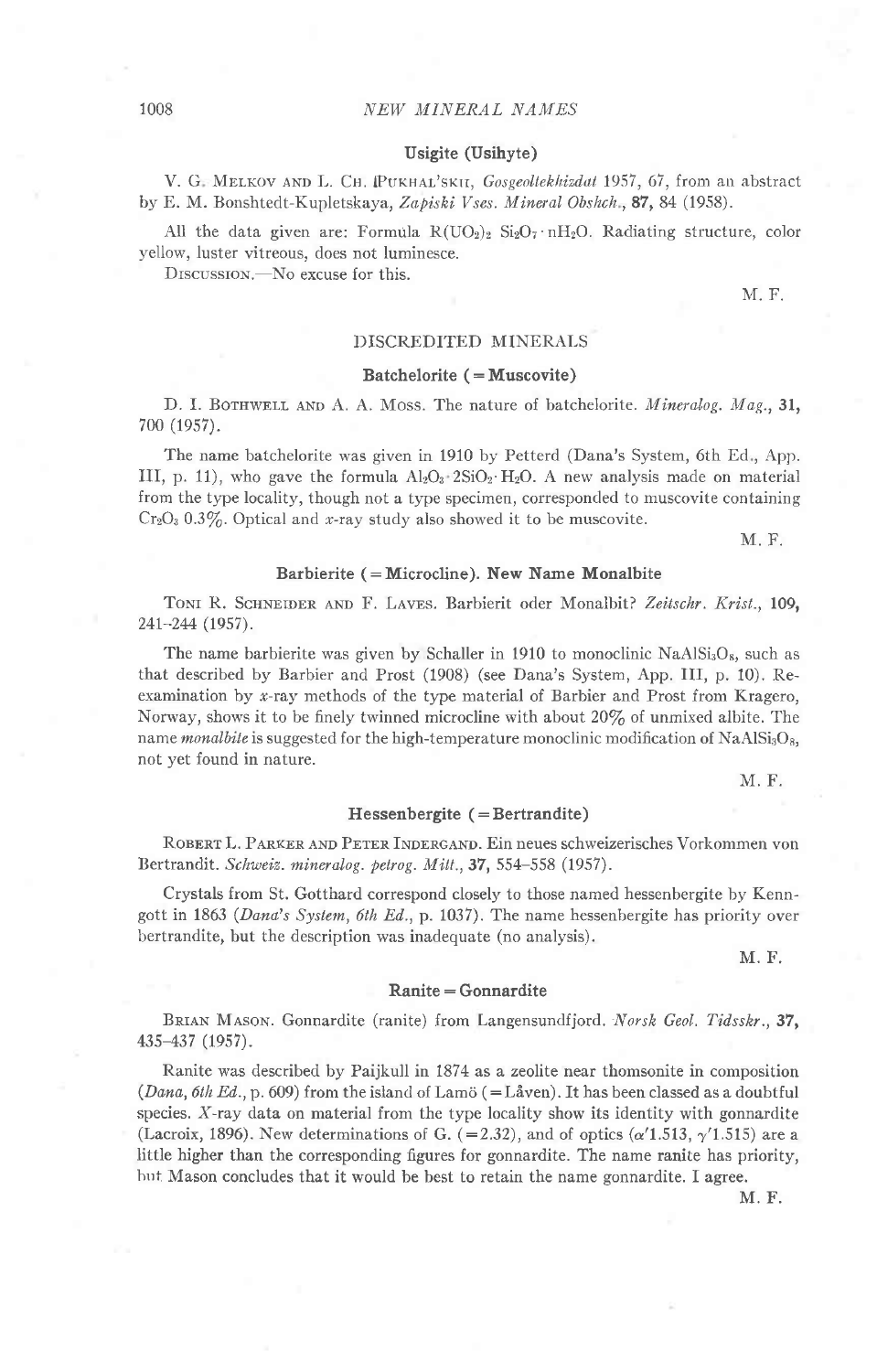### Usigite (Usihyte)

V. G. Melkov and L. Ch. Pukhal'skii, *Gosgeoltekhizdat* 1957, 67, from an abstract by E. M. Bonshtedt-Kupletskaya, *Zapiski Vses. Mineral Obshch.*, **87**, 84 (1958).

All the data given are: Formula $R(UO_2)_2\ Si_2O_7 \cdot nH_2O$. Radiating structure, color yellow, luster vitreous, does not luminesce.

Discussion.—No excuse for this.

M. F.

## DISCREDITED MINERALS

### Batchelorite (= Muscovite)

D. I. Bothwell and A. A. Moss. The nature of batchelorite. *Mineralog. Mag.*, **31**, 700 (1957).

The name batchelorite was given in 1910 by Petterd (Dana's System, 6th Ed., App. III, p. 11), who gave the formula $Al_2O_3 \cdot 2SiO_2 \cdot H_2O$. A new analysis made on material from the type locality, though not a type specimen, corresponded to muscovite containing $Cr_2O_3$ 0.3%. Optical and x-ray study also showed it to be muscovite.

M. F.

### Barbierite (= Microcline). New Name Monalbite

Toni R. Schneider and F. Laves. Barbierit oder Monalbit? *Zeitschr. Krist.*, **109**, 241–244 (1957).

The name barbierite was given by Schaller in 1910 to monoclinic $NaAlSi_3O_8$, such as that described by Barbier and Prost (1908) (see Dana's System, App. III, p. 10). Re-examination by x-ray methods of the type material of Barbier and Prost from Kragero, Norway, shows it to be finely twinned microcline with about 20% of unmixed albite. The name *monalbite* is suggested for the high-temperature monoclinic modification of $NaAlSi_3O_8$, not yet found in nature.

M. F.

### Hessenbergite (= Bertrandite)

Robert L. Parker and Peter Indergand. Ein neues schweizerisches Vorkommen von Bertrandit. *Schweiz. mineralog. petrog. Mitt.*, **37**, 554–558 (1957).

Crystals from St. Gotthard correspond closely to those named hessenbergite by Kenngott in 1863 (*Dana's System, 6th Ed.*, p. 1037). The name hessenbergite has priority over bertrandite, but the description was inadequate (no analysis).

M. F.

### Ranite = Gonnardite

Brian Mason. Gonnardite (ranite) from Langensundfjord. *Norsk Geol. Tidsskr.*, **37**, 435–437 (1957).

Ranite was described by Paijkull in 1874 as a zeolite near thomsonite in composition (*Dana, 6th Ed.*, p. 609) from the island of Lamö (= Låven). It has been classed as a doubtful species. X-ray data on material from the type locality show its identity with gonnardite (Lacroix, 1896). New determinations of G. (= 2.32), and of optics ($\alpha'$1.513, $\gamma'$1.515) are a little higher than the corresponding figures for gonnardite. The name ranite has priority, but Mason concludes that it would be best to retain the name gonnardite. I agree.

M. F.